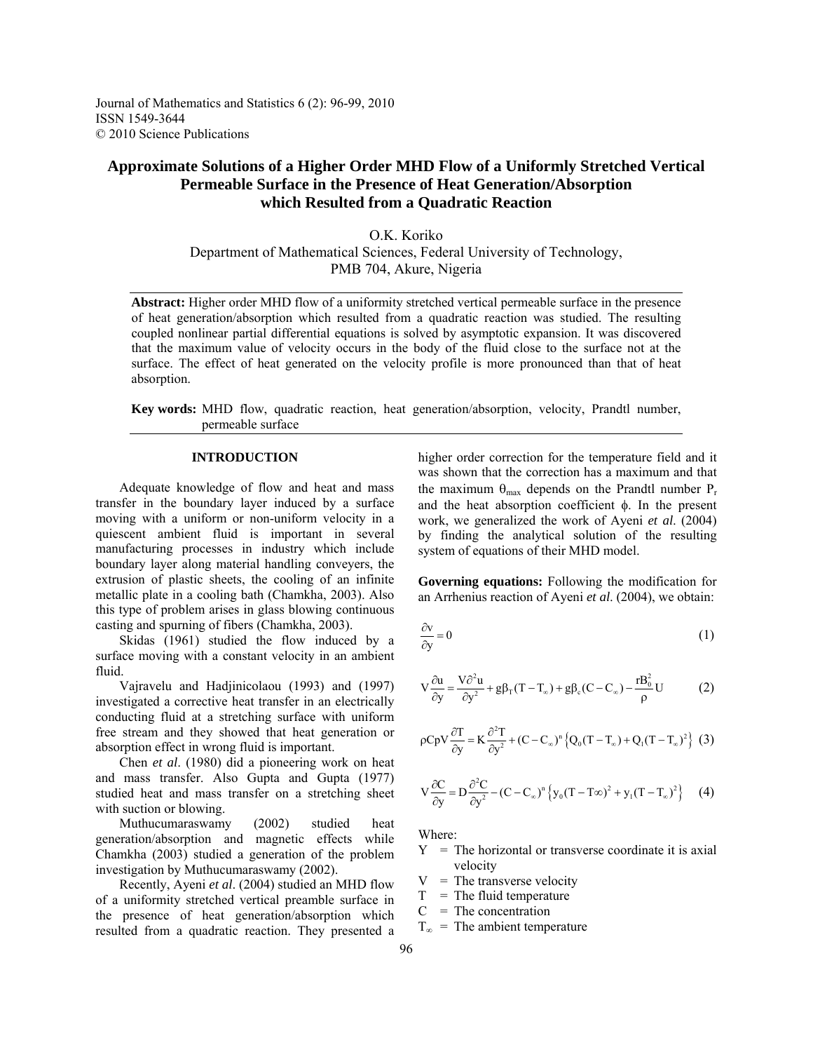Journal of Mathematics and Statistics 6 (2): 96-99, 2010
ISSN 1549-3644
© 2010 Science Publications

# Approximate Solutions of a Higher Order MHD Flow of a Uniformly Stretched Vertical Permeable Surface in the Presence of Heat Generation/Absorption which Resulted from a Quadratic Reaction

O.K. Koriko
Department of Mathematical Sciences, Federal University of Technology,
PMB 704, Akure, Nigeria

**Abstract:** Higher order MHD flow of a uniformity stretched vertical permeable surface in the presence of heat generation/absorption which resulted from a quadratic reaction was studied. The resulting coupled nonlinear partial differential equations is solved by asymptotic expansion. It was discovered that the maximum value of velocity occurs in the body of the fluid close to the surface not at the surface. The effect of heat generated on the velocity profile is more pronounced than that of heat absorption.

**Key words:** MHD flow, quadratic reaction, heat generation/absorption, velocity, Prandtl number, permeable surface

## INTRODUCTION

Adequate knowledge of flow and heat and mass transfer in the boundary layer induced by a surface moving with a uniform or non-uniform velocity in a quiescent ambient fluid is important in several manufacturing processes in industry which include boundary layer along material handling conveyers, the extrusion of plastic sheets, the cooling of an infinite metallic plate in a cooling bath (Chamkha, 2003). Also this type of problem arises in glass blowing continuous casting and spurning of fibers (Chamkha, 2003).

Skidas (1961) studied the flow induced by a surface moving with a constant velocity in an ambient fluid.

Vajravelu and Hadjinicolaou (1993) and (1997) investigated a corrective heat transfer in an electrically conducting fluid at a stretching surface with uniform free stream and they showed that heat generation or absorption effect in wrong fluid is important.

Chen *et al*. (1980) did a pioneering work on heat and mass transfer. Also Gupta and Gupta (1977) studied heat and mass transfer on a stretching sheet with suction or blowing.

Muthucumaraswamy (2002) studied heat generation/absorption and magnetic effects while Chamkha (2003) studied a generation of the problem investigation by Muthucumaraswamy (2002).

Recently, Ayeni *et al*. (2004) studied an MHD flow of a uniformity stretched vertical preamble surface in the presence of heat generation/absorption which resulted from a quadratic reaction. They presented a higher order correction for the temperature field and it was shown that the correction has a maximum and that the maximum $\theta_{max}$ depends on the Prandtl number $P_r$ and the heat absorption coefficient $\phi$. In the present work, we generalized the work of Ayeni *et al*. (2004) by finding the analytical solution of the resulting system of equations of their MHD model.

**Governing equations:** Following the modification for an Arrhenius reaction of Ayeni *et al*. (2004), we obtain:

$$\frac{\partial v}{\partial y} = 0 \tag{1}$$

$$V\frac{\partial u}{\partial y} = \frac{V\partial^2 u}{\partial y^2} + g\beta_T(T - T_\infty) + g\beta_c(C - C_\infty) - \frac{rB_0^2}{\rho}U \tag{2}$$

$$\rho CpV\frac{\partial T}{\partial y} = K\frac{\partial^2 T}{\partial y^2} + (C - C_\infty)^n\left\{Q_0(T - T_\infty) + Q_1(T - T_\infty)^2\right\} \tag{3}$$

$$V\frac{\partial C}{\partial y} = D\frac{\partial^2 C}{\partial y^2} - (C - C_\infty)^n\left\{y_0(T - T\infty)^2 + y_1(T - T_\infty)^2\right\} \tag{4}$$

Where:

- Y = The horizontal or transverse coordinate it is axial velocity
- V = The transverse velocity
- T = The fluid temperature
- C = The concentration
- $T_\infty$ = The ambient temperature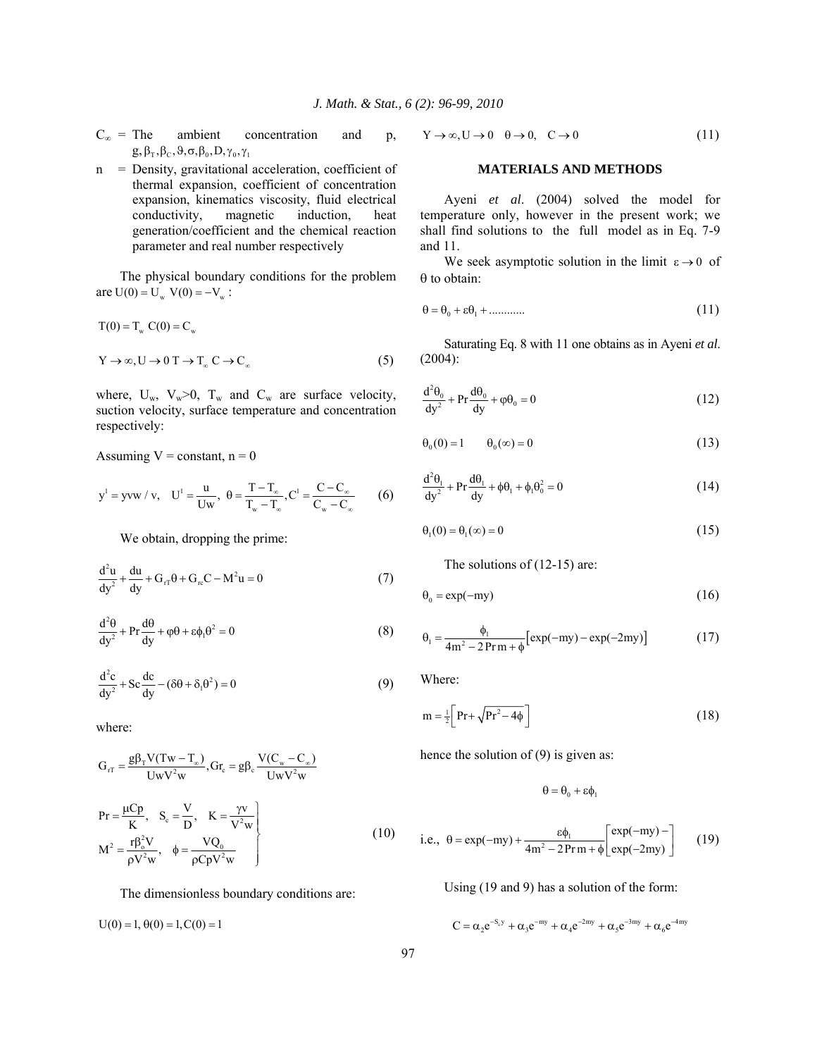$C_\infty$ = The ambient concentration and p, $g, \beta_T, \beta_C, \vartheta, \sigma, \beta_0, D, \gamma_0, \gamma_1$

n = Density, gravitational acceleration, coefficient of thermal expansion, coefficient of concentration expansion, kinematics viscosity, fluid electrical conductivity, magnetic induction, heat generation/coefficient and the chemical reaction parameter and real number respectively

The physical boundary conditions for the problem are $U(0) = U_w \; V(0) = -V_w$ :

$$T(0) = T_w \; C(0) = C_w$$

$$Y \to \infty, U \to 0 \; T \to T_\infty \; C \to C_\infty \tag{5}$$

where, $U_w$, $V_w$>0, $T_w$ and $C_w$ are surface velocity, suction velocity, surface temperature and concentration respectively:

Assuming V = constant, n = 0

$$y^1 = yvw / v, \quad U^1 = \frac{u}{Uw}, \; \theta = \frac{T - T_\infty}{T_w - T_\infty}, C^1 = \frac{C - C_\infty}{C_w - C_\infty} \tag{6}$$

We obtain, dropping the prime:

$$\frac{d^2u}{dy^2} + \frac{du}{dy} + G_{rT}\theta + G_{rc}C - M^2u = 0 \tag{7}$$

$$\frac{d^2\theta}{dy^2} + \Pr\frac{d\theta}{dy} + \varphi\theta + \varepsilon\phi_1\theta^2 = 0 \tag{8}$$

$$\frac{d^2c}{dy^2} + Sc\frac{dc}{dy} - (\delta\theta + \delta_1\theta^2) = 0 \tag{9}$$

where:

$$G_{rT} = \frac{g\beta_T V(Tw - T_\infty)}{UwV^2w}, Gr_c = g\beta_c\frac{V(C_w - C_\infty)}{UwV^2w}$$

$$\left.\begin{aligned} &\Pr = \frac{\mu Cp}{K}, \quad S_c = \frac{V}{D}, \quad K = \frac{\gamma v}{V^2w} \\ &M^2 = \frac{r\beta_o^2 V}{\rho V^2 w}, \quad \phi = \frac{VQ_0}{\rho CpV^2w} \end{aligned}\right\} \tag{10}$$

The dimensionless boundary conditions are:

$$U(0) = 1, \theta(0) = 1, C(0) = 1$$

$$Y \to \infty, U \to 0 \quad \theta \to 0, \quad C \to 0 \tag{11}$$

## MATERIALS AND METHODS

Ayeni *et al*. (2004) solved the model for temperature only, however in the present work; we shall find solutions to the full model as in Eq. 7-9 and 11.

We seek asymptotic solution in the limit $\varepsilon \to 0$ of $\theta$ to obtain:

$$\theta = \theta_0 + \varepsilon\theta_1 + \ldots\ldots\ldots\ldots \tag{11}$$

Saturating Eq. 8 with 11 one obtains as in Ayeni *et al*. (2004):

$$\frac{d^2\theta_0}{dy^2} + \Pr\frac{d\theta_0}{dy} + \varphi\theta_0 = 0 \tag{12}$$

$$\theta_0(0) = 1 \qquad \theta_0(\infty) = 0 \tag{13}$$

$$\frac{d^2\theta_1}{dy^2} + \Pr\frac{d\theta_1}{dy} + \phi\theta_1 + \phi_1\theta_0^2 = 0 \tag{14}$$

$$\theta_1(0) = \theta_1(\infty) = 0 \tag{15}$$

The solutions of (12-15) are:

$$\theta_0 = \exp(-my) \tag{16}$$

$$\theta_1 = \frac{\phi_1}{4m^2 - 2\Pr m + \phi}\left[\exp(-my) - \exp(-2my)\right] \tag{17}$$

Where:

$$m = \tfrac{1}{2}\left[\Pr + \sqrt{\Pr^2 - 4\phi}\right] \tag{18}$$

hence the solution of (9) is given as:

$$\theta = \theta_0 + \varepsilon\phi_1$$

$$\text{i.e.,} \;\; \theta = \exp(-my) + \frac{\varepsilon\phi_1}{4m^2 - 2\Pr m + \phi}\left[\begin{aligned}\exp(-my) - \\ \exp(-2my)\end{aligned}\right] \tag{19}$$

Using (19 and 9) has a solution of the form:

$$C = \alpha_2 e^{-S_c y} + \alpha_3 e^{-my} + \alpha_4 e^{-2my} + \alpha_5 e^{-3my} + \alpha_6 e^{-4my}$$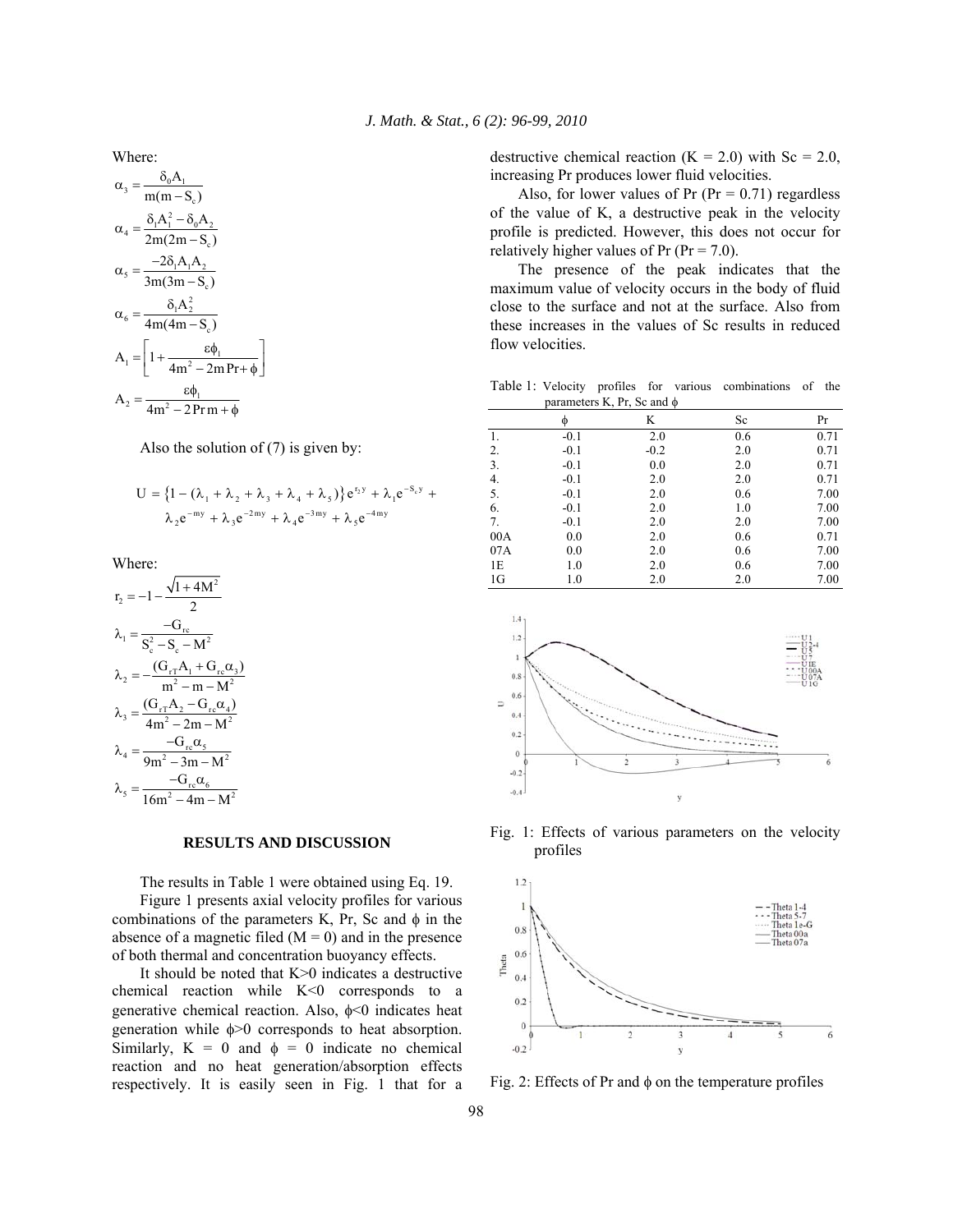Where:

$$\alpha_3 = \frac{\delta_0 A_1}{m(m - S_c)}$$

$$\alpha_4 = \frac{\delta_1 A_1^2 - \delta_0 A_2}{2m(2m - S_c)}$$

$$\alpha_5 = \frac{-2\delta_1 A_1 A_2}{3m(3m - S_c)}$$

$$\alpha_6 = \frac{\delta_1 A_2^2}{4m(4m - S_c)}$$

$$A_1 = \left[1 + \frac{\varepsilon\phi_1}{4m^2 - 2m\Pr + \phi}\right]$$

$$A_2 = \frac{\varepsilon\phi_1}{4m^2 - 2\Pr m + \phi}$$

Also the solution of (7) is given by:

$$U = \{1 - (\lambda_1 + \lambda_2 + \lambda_3 + \lambda_4 + \lambda_5)\}e^{r_2 y} + \lambda_1 e^{-S_c y} + \lambda_2 e^{-my} + \lambda_3 e^{-2my} + \lambda_4 e^{-3my} + \lambda_5 e^{-4my}$$

Where:

$$r_2 = -1 - \frac{\sqrt{1 + 4M^2}}{2}$$

$$\lambda_1 = \frac{-G_{rc}}{S_c^2 - S_c - M^2}$$

$$\lambda_2 = -\frac{(G_{rT}A_1 + G_{rc}\alpha_3)}{m^2 - m - M^2}$$

$$\lambda_3 = \frac{(G_{rT}A_2 - G_{rc}\alpha_4)}{4m^2 - 2m - M^2}$$

$$\lambda_4 = \frac{-G_{rc}\alpha_5}{9m^2 - 3m - M^2}$$

$$\lambda_5 = \frac{-G_{rc}\alpha_6}{16m^2 - 4m - M^2}$$

## RESULTS AND DISCUSSION

The results in Table 1 were obtained using Eq. 19.

Figure 1 presents axial velocity profiles for various combinations of the parameters K, Pr, Sc and $\phi$ in the absence of a magnetic filed (M = 0) and in the presence of both thermal and concentration buoyancy effects.

It should be noted that K>0 indicates a destructive chemical reaction while K<0 corresponds to a generative chemical reaction. Also, $\phi$<0 indicates heat generation while $\phi$>0 corresponds to heat absorption. Similarly, K = 0 and $\phi$ = 0 indicate no chemical reaction and no heat generation/absorption effects respectively. It is easily seen in Fig. 1 that for a destructive chemical reaction (K = 2.0) with Sc = 2.0, increasing Pr produces lower fluid velocities.

Also, for lower values of Pr (Pr = 0.71) regardless of the value of K, a destructive peak in the velocity profile is predicted. However, this does not occur for relatively higher values of Pr (Pr = 7.0).

The presence of the peak indicates that the maximum value of velocity occurs in the body of fluid close to the surface and not at the surface. Also from these increases in the values of Sc results in reduced flow velocities.

Table 1: Velocity profiles for various combinations of the parameters K, Pr, Sc and $\phi$

| | $\phi$ | K | Sc | Pr |
|---|---|---|---|---|
| 1. | -0.1 | 2.0 | 0.6 | 0.71 |
| 2. | -0.1 | -0.2 | 2.0 | 0.71 |
| 3. | -0.1 | 0.0 | 2.0 | 0.71 |
| 4. | -0.1 | 2.0 | 2.0 | 0.71 |
| 5. | -0.1 | 2.0 | 0.6 | 7.00 |
| 6. | -0.1 | 2.0 | 1.0 | 7.00 |
| 7. | -0.1 | 2.0 | 2.0 | 7.00 |
| 00A | 0.0 | 2.0 | 0.6 | 0.71 |
| 07A | 0.0 | 2.0 | 0.6 | 7.00 |
| 1E | 1.0 | 2.0 | 0.6 | 7.00 |
| 1G | 1.0 | 2.0 | 2.0 | 7.00 |

Fig. 1: Effects of various parameters on the velocity profiles

Fig. 2: Effects of Pr and $\phi$ on the temperature profiles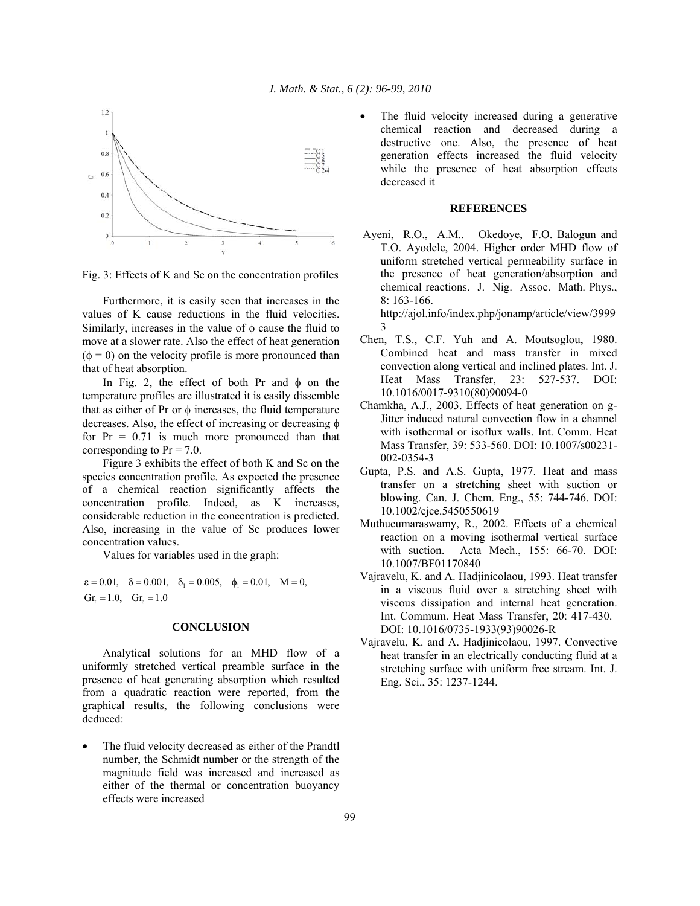1.2
1
0.8
0.6
0.4
0.2
0
C
0 1 2 3 4 5 6
y
C 1
C 5
C 6
C 2
C 2-4

Fig. 3: Effects of K and Sc on the concentration profiles

Furthermore, it is easily seen that increases in the values of K cause reductions in the fluid velocities. Similarly, increases in the value of $\phi$ cause the fluid to move at a slower rate. Also the effect of heat generation ($\phi = 0$) on the velocity profile is more pronounced than that of heat absorption.

In Fig. 2, the effect of both Pr and $\phi$ on the temperature profiles are illustrated it is easily dissemble that as either of Pr or $\phi$ increases, the fluid temperature decreases. Also, the effect of increasing or decreasing $\phi$ for Pr = 0.71 is much more pronounced than that corresponding to Pr = 7.0.

Figure 3 exhibits the effect of both K and Sc on the species concentration profile. As expected the presence of a chemical reaction significantly affects the concentration profile. Indeed, as K increases, considerable reduction in the concentration is predicted. Also, increasing in the value of Sc produces lower concentration values.

Values for variables used in the graph:

$$\varepsilon = 0.01, \quad \delta = 0.001, \quad \delta_1 = 0.005, \quad \phi_1 = 0.01, \quad M = 0,$$
$$Gr_t = 1.0, \quad Gr_c = 1.0$$

## CONCLUSION

Analytical solutions for an MHD flow of a uniformly stretched vertical preamble surface in the presence of heat generating absorption which resulted from a quadratic reaction were reported, from the graphical results, the following conclusions were deduced:

- The fluid velocity decreased as either of the Prandtl number, the Schmidt number or the strength of the magnitude field was increased and increased as either of the thermal or concentration buoyancy effects were increased
- The fluid velocity increased during a generative chemical reaction and decreased during a destructive one. Also, the presence of heat generation effects increased the fluid velocity while the presence of heat absorption effects decreased it

## REFERENCES

Ayeni, R.O., A.M.. Okedoye, F.O. Balogun and T.O. Ayodele, 2004. Higher order MHD flow of uniform stretched vertical permeability surface in the presence of heat generation/absorption and chemical reactions. J. Nig. Assoc. Math. Phys., 8: 163-166. http://ajol.info/index.php/jonamp/article/view/39993

Chen, T.S., C.F. Yuh and A. Moutsoglou, 1980. Combined heat and mass transfer in mixed convection along vertical and inclined plates. Int. J. Heat Mass Transfer, 23: 527-537. DOI: 10.1016/0017-9310(80)90094-0

Chamkha, A.J., 2003. Effects of heat generation on g-Jitter induced natural convection flow in a channel with isothermal or isoflux walls. Int. Comm. Heat Mass Transfer, 39: 533-560. DOI: 10.1007/s00231-002-0354-3

Gupta, P.S. and A.S. Gupta, 1977. Heat and mass transfer on a stretching sheet with suction or blowing. Can. J. Chem. Eng., 55: 744-746. DOI: 10.1002/cjce.5450550619

Muthucumaraswamy, R., 2002. Effects of a chemical reaction on a moving isothermal vertical surface with suction. Acta Mech., 155: 66-70. DOI: 10.1007/BF01170840

Vajravelu, K. and A. Hadjinicolaou, 1993. Heat transfer in a viscous fluid over a stretching sheet with viscous dissipation and internal heat generation. Int. Commum. Heat Mass Transfer, 20: 417-430. DOI: 10.1016/0735-1933(93)90026-R

Vajravelu, K. and A. Hadjinicolaou, 1997. Convective heat transfer in an electrically conducting fluid at a stretching surface with uniform free stream. Int. J. Eng. Sci., 35: 1237-1244.